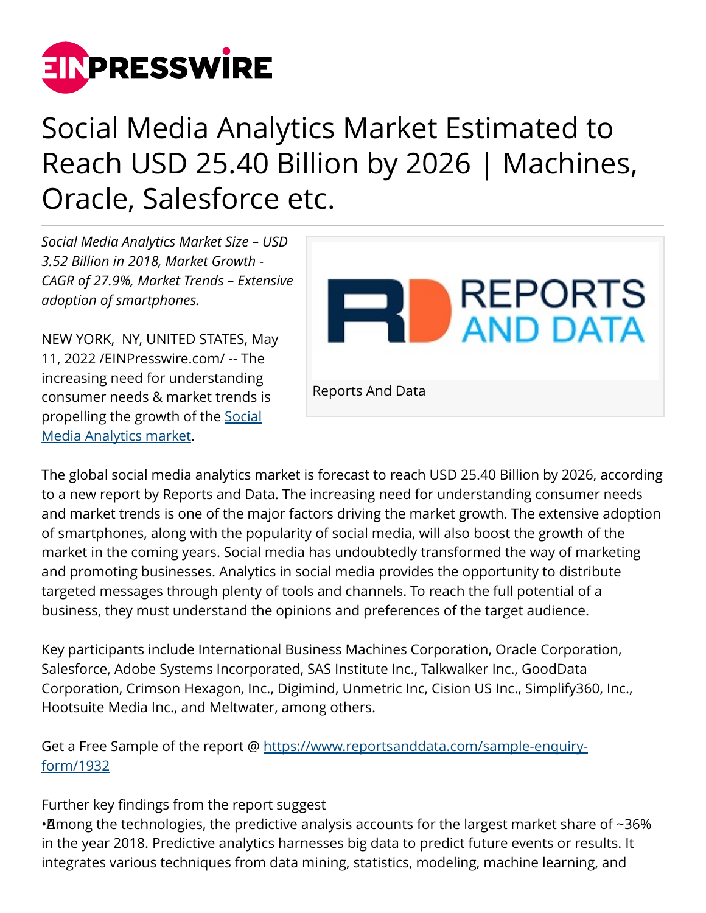# Social Media Analytics Market Estimated to Reach USD 25.40 Billion by 2026 | Machines, Oracle, Salesforce etc.

*Social Media Analytics Market Size – USD 3.52 Billion in 2018, Market Growth - CAGR of 27.9%, Market Trends – Extensive adoption of smartphones.*

Reports And Data

NEW YORK, NY, UNITED STATES, May 11, 2022 /EINPresswire.com/ -- The increasing need for understanding consumer needs & market trends is propelling the growth of the [Social Media Analytics market](#).

The global social media analytics market is forecast to reach USD 25.40 Billion by 2026, according to a new report by Reports and Data. The increasing need for understanding consumer needs and market trends is one of the major factors driving the market growth. The extensive adoption of smartphones, along with the popularity of social media, will also boost the growth of the market in the coming years. Social media has undoubtedly transformed the way of marketing and promoting businesses. Analytics in social media provides the opportunity to distribute targeted messages through plenty of tools and channels. To reach the full potential of a business, they must understand the opinions and preferences of the target audience.

Key participants include International Business Machines Corporation, Oracle Corporation, Salesforce, Adobe Systems Incorporated, SAS Institute Inc., Talkwalker Inc., GoodData Corporation, Crimson Hexagon, Inc., Digimind, Unmetric Inc, Cision US Inc., Simplify360, Inc., Hootsuite Media Inc., and Meltwater, among others.

Get a Free Sample of the report @ https://www.reportsanddata.com/sample-enquiry-form/1932

Further key findings from the report suggest

• Among the technologies, the predictive analysis accounts for the largest market share of ~36% in the year 2018. Predictive analytics harnesses big data to predict future events or results. It integrates various techniques from data mining, statistics, modeling, machine learning, and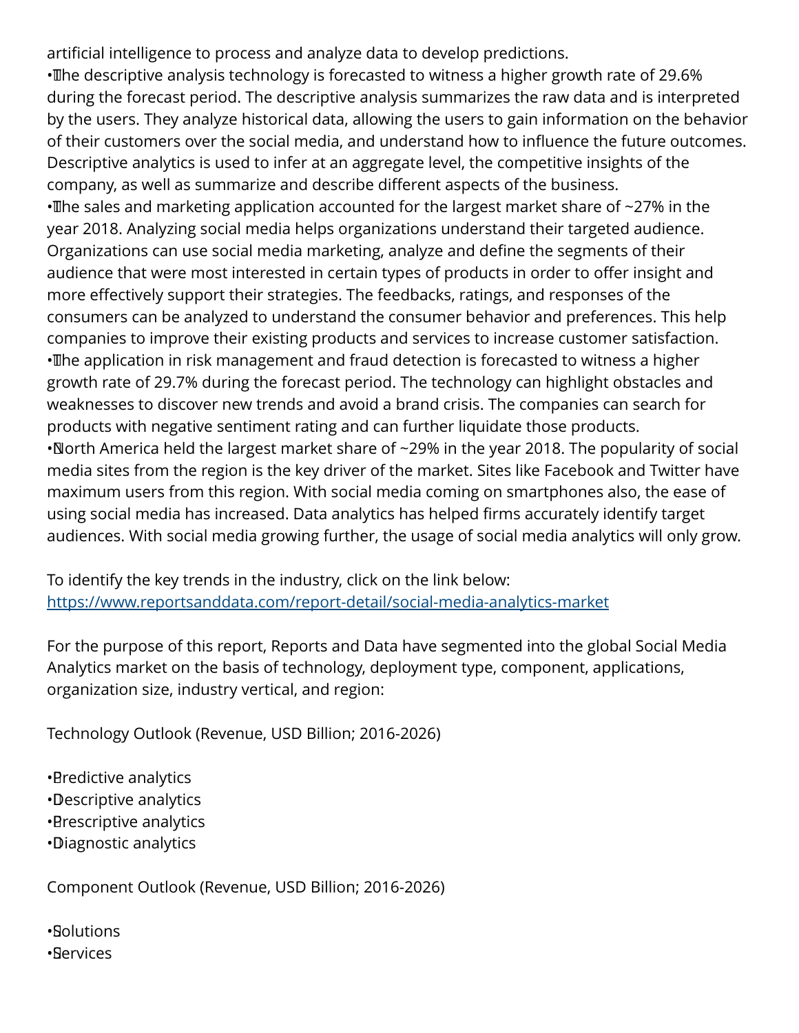artificial intelligence to process and analyze data to develop predictions.

- The descriptive analysis technology is forecasted to witness a higher growth rate of 29.6% during the forecast period. The descriptive analysis summarizes the raw data and is interpreted by the users. They analyze historical data, allowing the users to gain information on the behavior of their customers over the social media, and understand how to influence the future outcomes. Descriptive analytics is used to infer at an aggregate level, the competitive insights of the company, as well as summarize and describe different aspects of the business.
- The sales and marketing application accounted for the largest market share of ~27% in the year 2018. Analyzing social media helps organizations understand their targeted audience. Organizations can use social media marketing, analyze and define the segments of their audience that were most interested in certain types of products in order to offer insight and more effectively support their strategies. The feedbacks, ratings, and responses of the consumers can be analyzed to understand the consumer behavior and preferences. This help companies to improve their existing products and services to increase customer satisfaction.
- The application in risk management and fraud detection is forecasted to witness a higher growth rate of 29.7% during the forecast period. The technology can highlight obstacles and weaknesses to discover new trends and avoid a brand crisis. The companies can search for products with negative sentiment rating and can further liquidate those products.
- North America held the largest market share of ~29% in the year 2018. The popularity of social media sites from the region is the key driver of the market. Sites like Facebook and Twitter have maximum users from this region. With social media coming on smartphones also, the ease of using social media has increased. Data analytics has helped firms accurately identify target audiences. With social media growing further, the usage of social media analytics will only grow.

To identify the key trends in the industry, click on the link below:
https://www.reportsanddata.com/report-detail/social-media-analytics-market

For the purpose of this report, Reports and Data have segmented into the global Social Media Analytics market on the basis of technology, deployment type, component, applications, organization size, industry vertical, and region:

Technology Outlook (Revenue, USD Billion; 2016-2026)

- Predictive analytics
- Descriptive analytics
- Prescriptive analytics
- Diagnostic analytics

Component Outlook (Revenue, USD Billion; 2016-2026)

- Solutions
- Services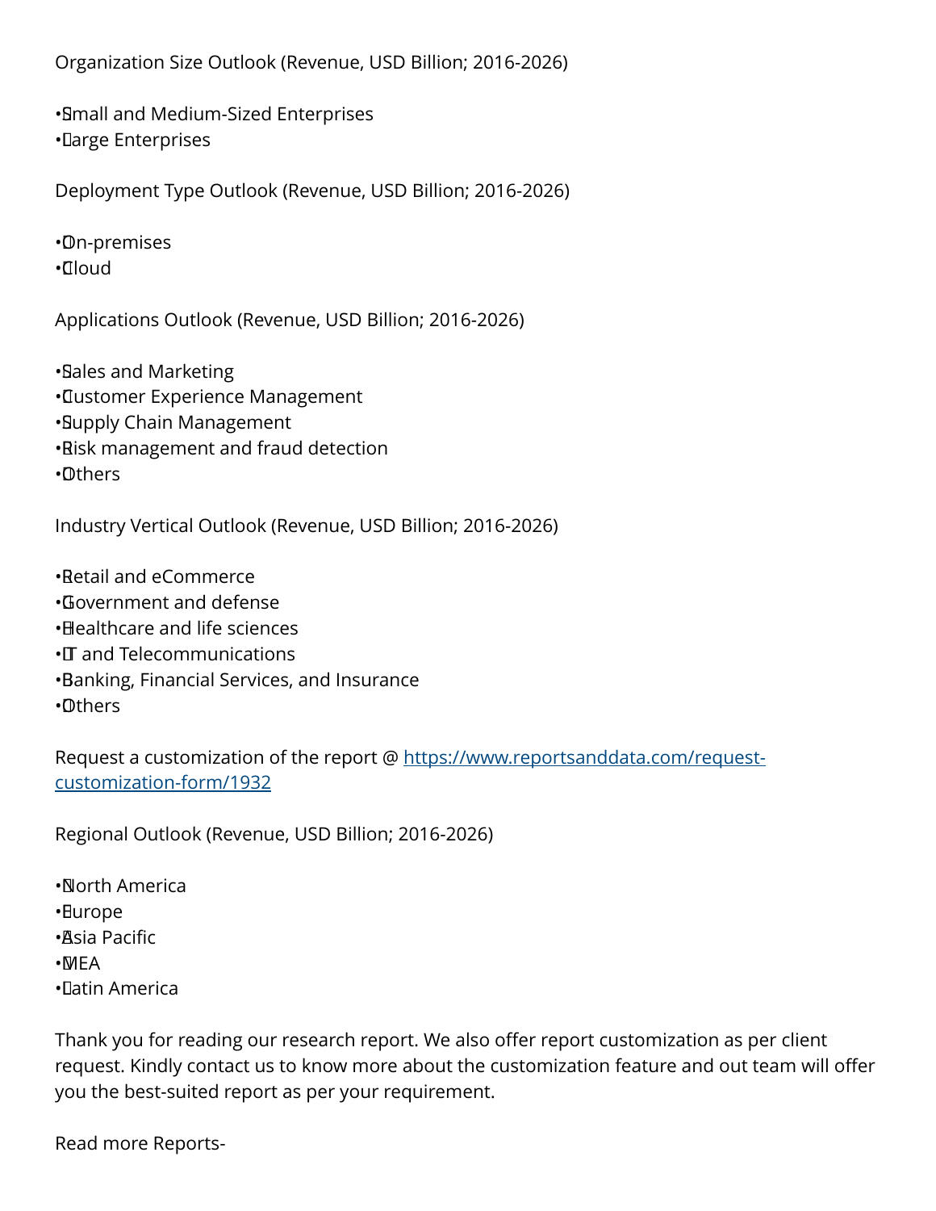Organization Size Outlook (Revenue, USD Billion; 2016-2026)

- Small and Medium-Sized Enterprises
- Large Enterprises

Deployment Type Outlook (Revenue, USD Billion; 2016-2026)

- On-premises
- Cloud

Applications Outlook (Revenue, USD Billion; 2016-2026)

- Sales and Marketing
- Customer Experience Management
- Supply Chain Management
- Risk management and fraud detection
- Others

Industry Vertical Outlook (Revenue, USD Billion; 2016-2026)

- Retail and eCommerce
- Government and defense
- Healthcare and life sciences
- IT and Telecommunications
- Banking, Financial Services, and Insurance
- Others

Request a customization of the report @ [https://www.reportsanddata.com/request-customization-form/1932](https://www.reportsanddata.com/request-customization-form/1932)

Regional Outlook (Revenue, USD Billion; 2016-2026)

- North America
- Europe
- Asia Pacific
- MEA
- Latin America

Thank you for reading our research report. We also offer report customization as per client request. Kindly contact us to know more about the customization feature and out team will offer you the best-suited report as per your requirement.

Read more Reports-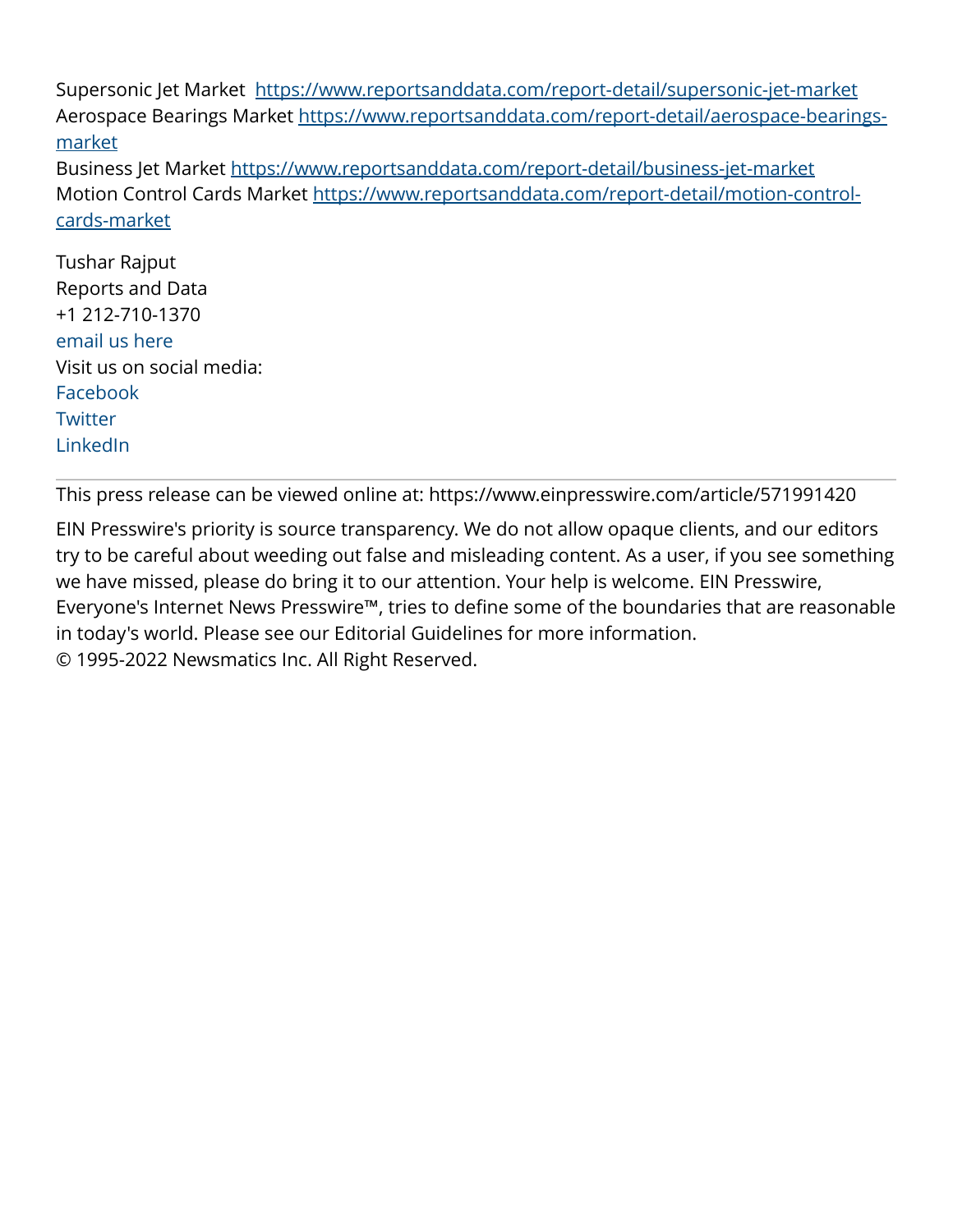Supersonic Jet Market  https://www.reportsanddata.com/report-detail/supersonic-jet-market
Aerospace Bearings Market https://www.reportsanddata.com/report-detail/aerospace-bearings-market
Business Jet Market https://www.reportsanddata.com/report-detail/business-jet-market
Motion Control Cards Market https://www.reportsanddata.com/report-detail/motion-control-cards-market

Tushar Rajput
Reports and Data
+1 212-710-1370
email us here
Visit us on social media:
Facebook
Twitter
LinkedIn

---

This press release can be viewed online at: https://www.einpresswire.com/article/571991420

EIN Presswire's priority is source transparency. We do not allow opaque clients, and our editors try to be careful about weeding out false and misleading content. As a user, if you see something we have missed, please do bring it to our attention. Your help is welcome. EIN Presswire, Everyone's Internet News Presswire™, tries to define some of the boundaries that are reasonable in today's world. Please see our Editorial Guidelines for more information.
© 1995-2022 Newsmatics Inc. All Right Reserved.